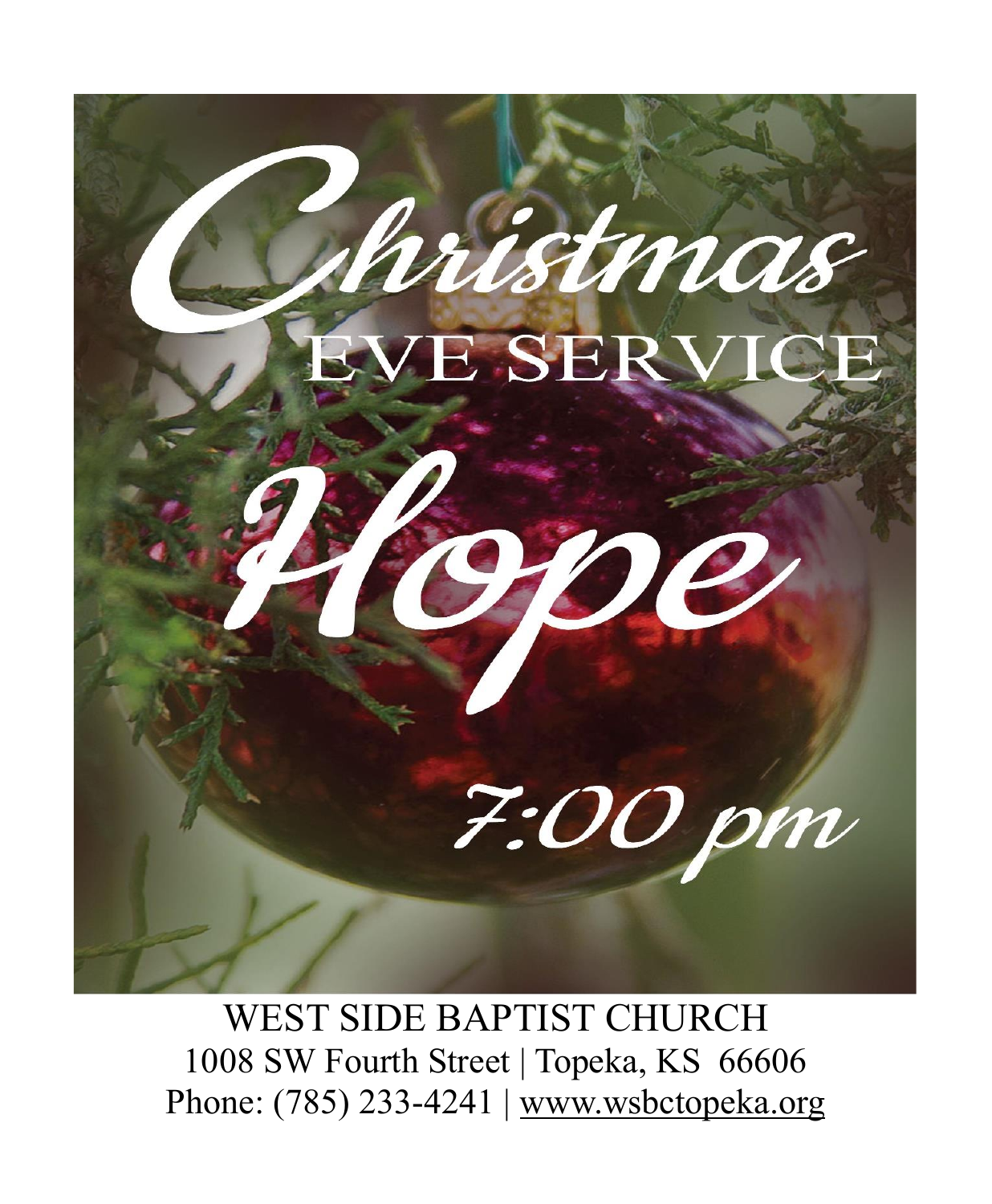# Christmas Eve Service

# Hope

7:00 pm

WEST SIDE BAPTIST CHURCH
1008 SW Fourth Street | Topeka, KS 66606
Phone: (785) 233-4241 | www.wsbctopeka.org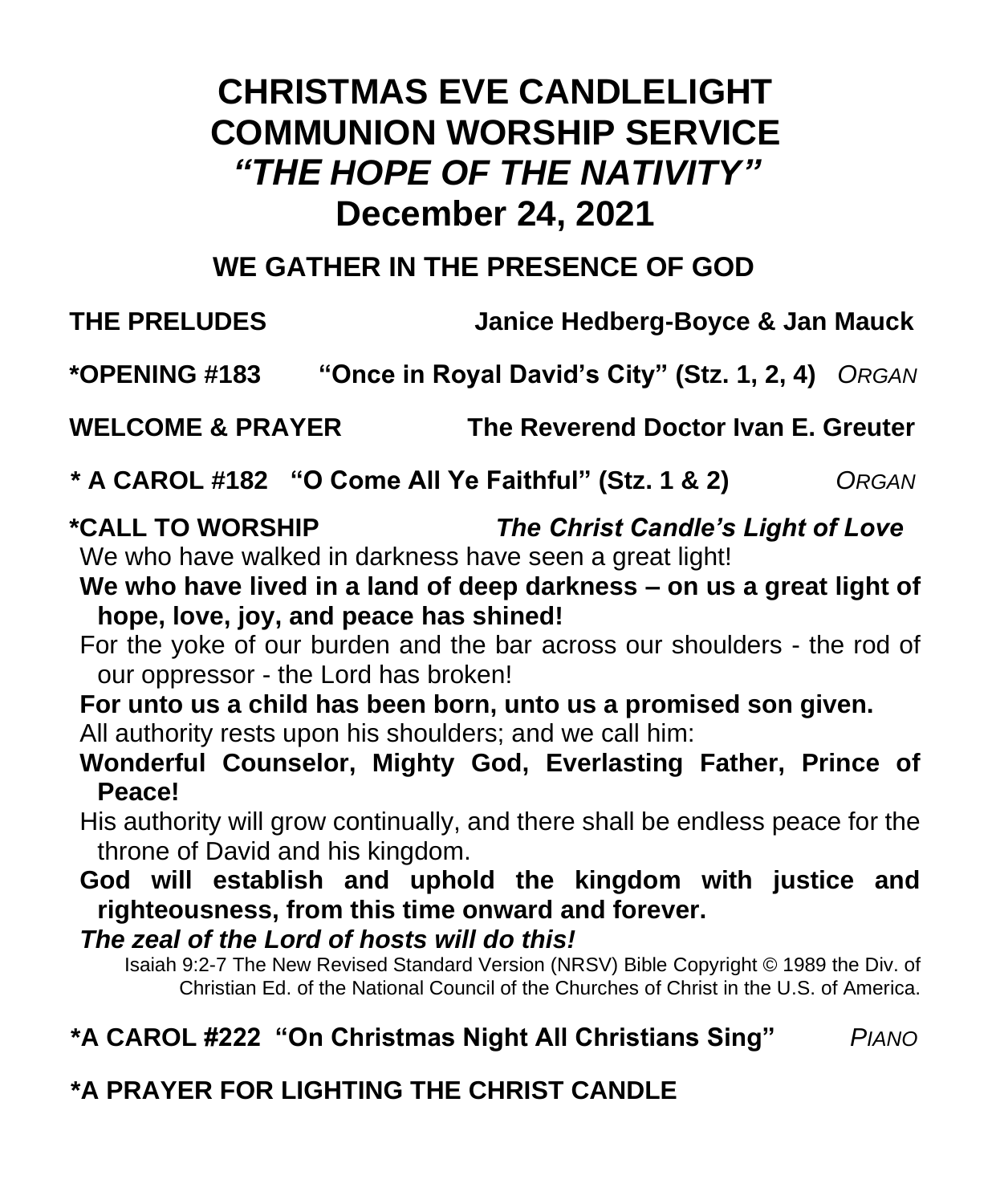# CHRISTMAS EVE CANDLELIGHT COMMUNION WORSHIP SERVICE
# *"THE HOPE OF THE NATIVITY"*
# December 24, 2021

## WE GATHER IN THE PRESENCE OF GOD

**THE PRELUDES** **Janice Hedberg-Boyce & Jan Mauck**

**\*OPENING #183 "Once in Royal David's City" (Stz. 1, 2, 4)** *ORGAN*

**WELCOME & PRAYER** **The Reverend Doctor Ivan E. Greuter**

**\* A CAROL #182 "O Come All Ye Faithful" (Stz. 1 & 2)** *ORGAN*

**\*CALL TO WORSHIP** ***The Christ Candle's Light of Love***

We who have walked in darkness have seen a great light!

**We who have lived in a land of deep darkness – on us a great light of hope, love, joy, and peace has shined!**

For the yoke of our burden and the bar across our shoulders - the rod of our oppressor - the Lord has broken!

**For unto us a child has been born, unto us a promised son given.**

All authority rests upon his shoulders; and we call him:

**Wonderful Counselor, Mighty God, Everlasting Father, Prince of Peace!**

His authority will grow continually, and there shall be endless peace for the throne of David and his kingdom.

**God will establish and uphold the kingdom with justice and righteousness, from this time onward and forever.**

***The zeal of the Lord of hosts will do this!***

Isaiah 9:2-7 The New Revised Standard Version (NRSV) Bible Copyright © 1989 the Div. of Christian Ed. of the National Council of the Churches of Christ in the U.S. of America.

**\*A CAROL #222 "On Christmas Night All Christians Sing"** *PIANO*

**\*A PRAYER FOR LIGHTING THE CHRIST CANDLE**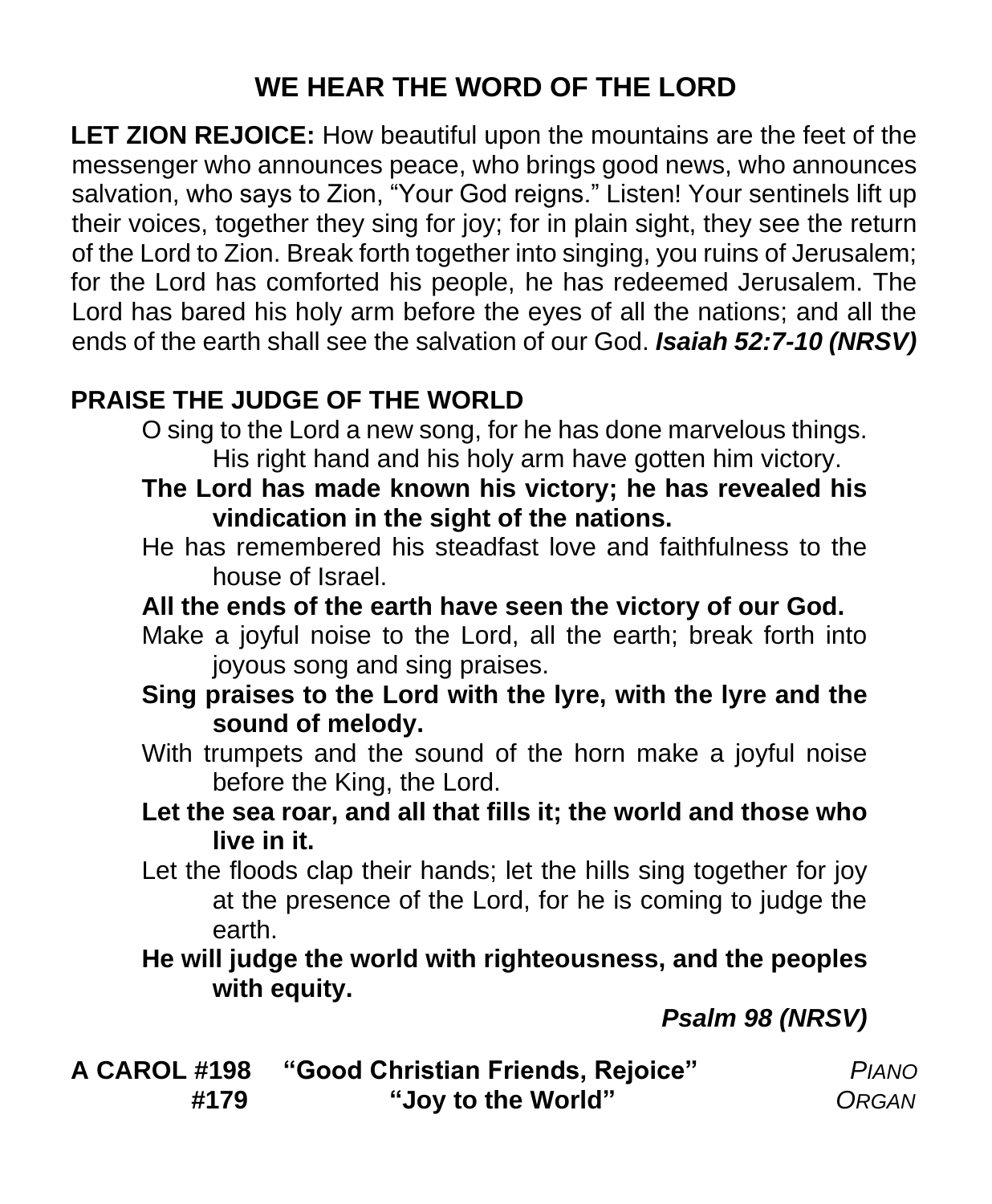# WE HEAR THE WORD OF THE LORD

**LET ZION REJOICE:** How beautiful upon the mountains are the feet of the messenger who announces peace, who brings good news, who announces salvation, who says to Zion, "Your God reigns." Listen! Your sentinels lift up their voices, together they sing for joy; for in plain sight, they see the return of the Lord to Zion. Break forth together into singing, you ruins of Jerusalem; for the Lord has comforted his people, he has redeemed Jerusalem. The Lord has bared his holy arm before the eyes of all the nations; and all the ends of the earth shall see the salvation of our God. ***Isaiah 52:7-10 (NRSV)***

**PRAISE THE JUDGE OF THE WORLD**

O sing to the Lord a new song, for he has done marvelous things. His right hand and his holy arm have gotten him victory.

**The Lord has made known his victory; he has revealed his vindication in the sight of the nations.**

He has remembered his steadfast love and faithfulness to the house of Israel.

**All the ends of the earth have seen the victory of our God.**

Make a joyful noise to the Lord, all the earth; break forth into joyous song and sing praises.

**Sing praises to the Lord with the lyre, with the lyre and the sound of melody.**

With trumpets and the sound of the horn make a joyful noise before the King, the Lord.

**Let the sea roar, and all that fills it; the world and those who live in it.**

Let the floods clap their hands; let the hills sing together for joy at the presence of the Lord, for he is coming to judge the earth.

**He will judge the world with righteousness, and the peoples with equity.**

***Psalm 98 (NRSV)***

**A CAROL #198 "Good Christian Friends, Rejoice"** *PIANO*
**#179 "Joy to the World"** *ORGAN*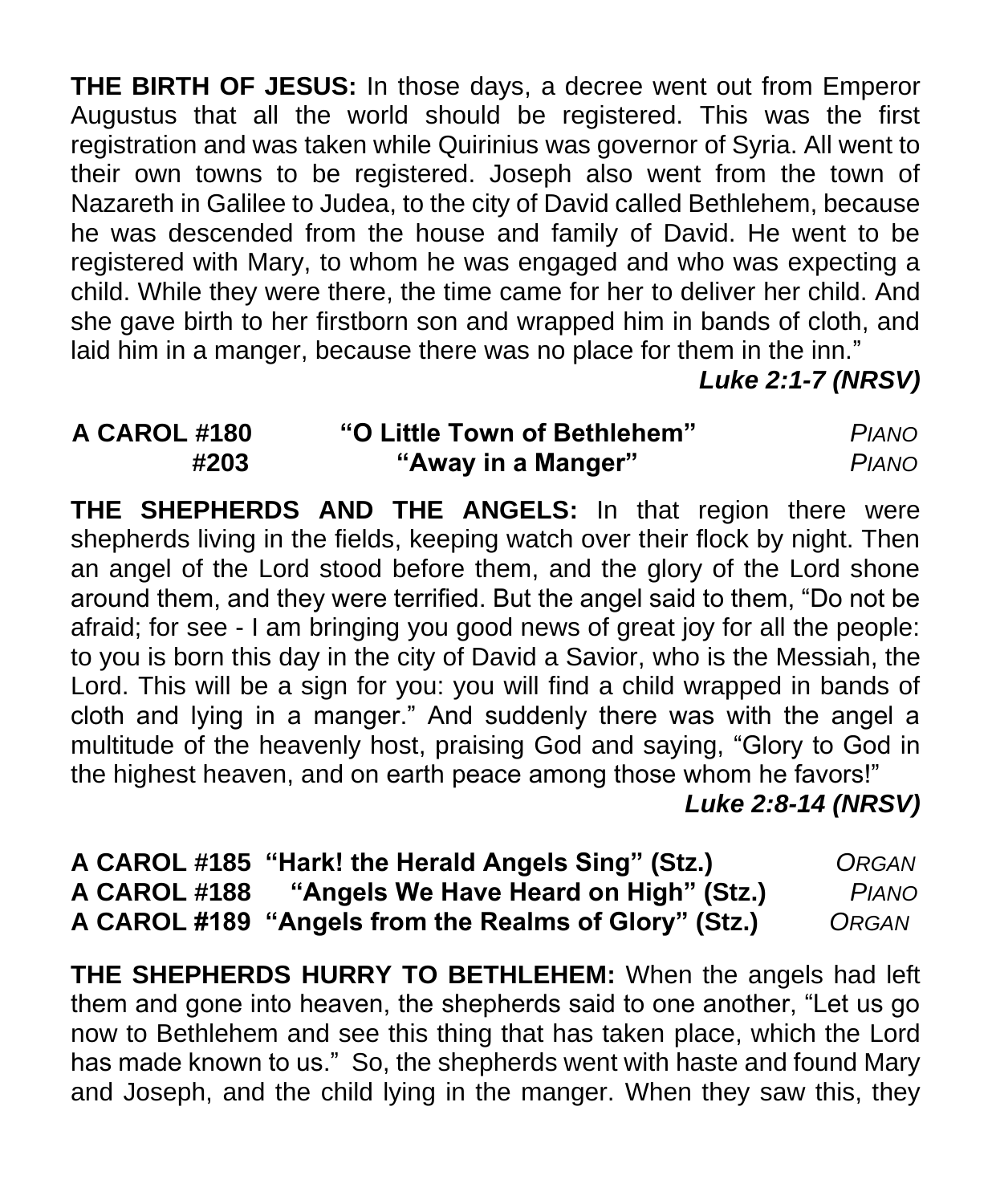**THE BIRTH OF JESUS:** In those days, a decree went out from Emperor Augustus that all the world should be registered. This was the first registration and was taken while Quirinius was governor of Syria. All went to their own towns to be registered. Joseph also went from the town of Nazareth in Galilee to Judea, to the city of David called Bethlehem, because he was descended from the house and family of David. He went to be registered with Mary, to whom he was engaged and who was expecting a child. While they were there, the time came for her to deliver her child. And she gave birth to her firstborn son and wrapped him in bands of cloth, and laid him in a manger, because there was no place for them in the inn."

***Luke 2:1-7 (NRSV)***

**A CAROL #180** **"O Little Town of Bethlehem"** *PIANO*
**#203** **"Away in a Manger"** *PIANO*

**THE SHEPHERDS AND THE ANGELS:** In that region there were shepherds living in the fields, keeping watch over their flock by night. Then an angel of the Lord stood before them, and the glory of the Lord shone around them, and they were terrified. But the angel said to them, "Do not be afraid; for see - I am bringing you good news of great joy for all the people: to you is born this day in the city of David a Savior, who is the Messiah, the Lord. This will be a sign for you: you will find a child wrapped in bands of cloth and lying in a manger." And suddenly there was with the angel a multitude of the heavenly host, praising God and saying, "Glory to God in the highest heaven, and on earth peace among those whom he favors!"

***Luke 2:8-14 (NRSV)***

**A CAROL #185 "Hark! the Herald Angels Sing" (Stz.)** *ORGAN*
**A CAROL #188 "Angels We Have Heard on High" (Stz.)** *PIANO*
**A CAROL #189 "Angels from the Realms of Glory" (Stz.)** *ORGAN*

**THE SHEPHERDS HURRY TO BETHLEHEM:** When the angels had left them and gone into heaven, the shepherds said to one another, "Let us go now to Bethlehem and see this thing that has taken place, which the Lord has made known to us." So, the shepherds went with haste and found Mary and Joseph, and the child lying in the manger. When they saw this, they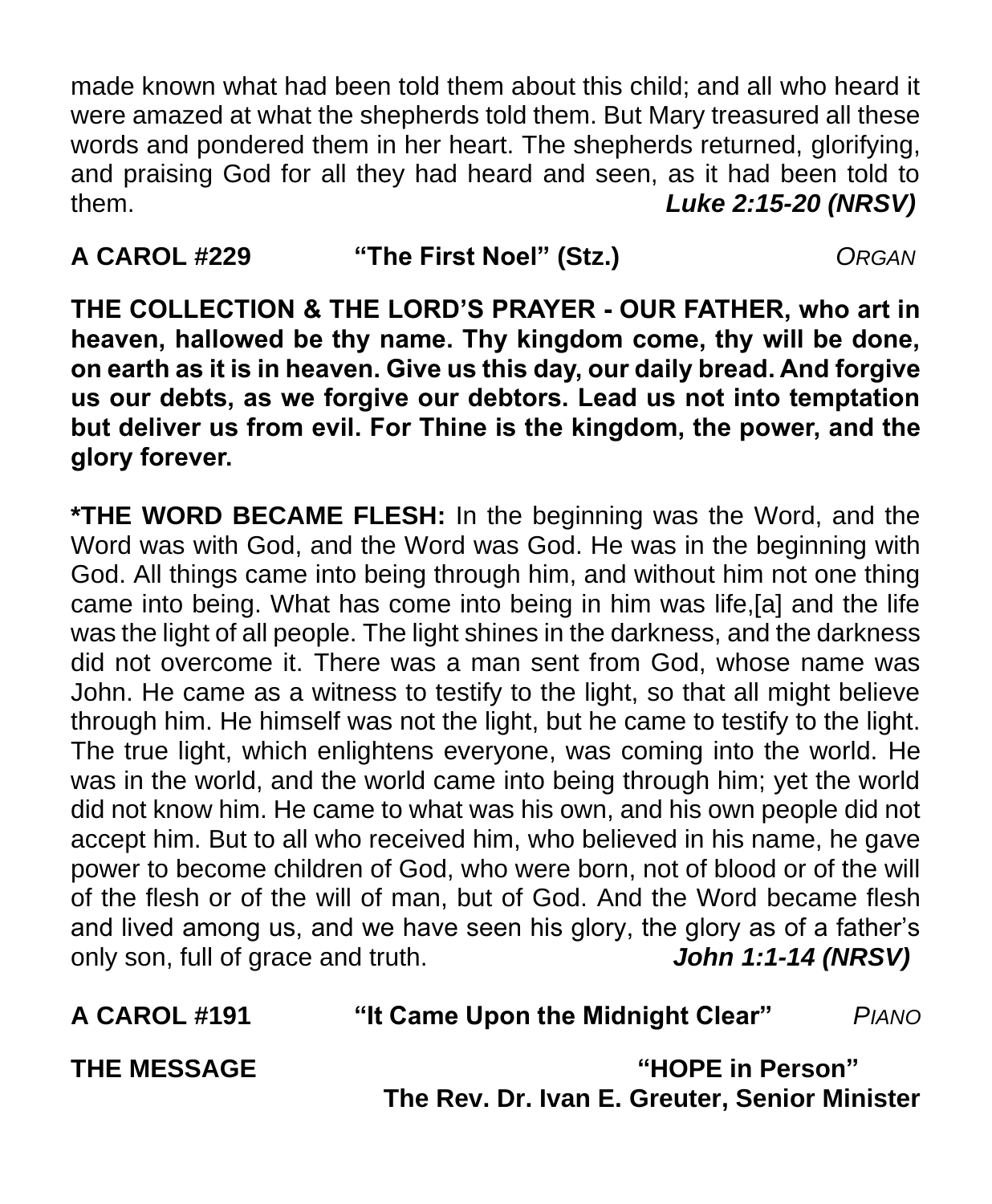made known what had been told them about this child; and all who heard it were amazed at what the shepherds told them. But Mary treasured all these words and pondered them in her heart. The shepherds returned, glorifying, and praising God for all they had heard and seen, as it had been told to them. ***Luke 2:15-20 (NRSV)***

**A CAROL #229** **"The First Noel" (Stz.)** *ORGAN*

**THE COLLECTION & THE LORD'S PRAYER - OUR FATHER, who art in heaven, hallowed be thy name. Thy kingdom come, thy will be done, on earth as it is in heaven. Give us this day, our daily bread. And forgive us our debts, as we forgive our debtors. Lead us not into temptation but deliver us from evil. For Thine is the kingdom, the power, and the glory forever.**

**\*THE WORD BECAME FLESH:** In the beginning was the Word, and the Word was with God, and the Word was God. He was in the beginning with God. All things came into being through him, and without him not one thing came into being. What has come into being in him was life,[a] and the life was the light of all people. The light shines in the darkness, and the darkness did not overcome it. There was a man sent from God, whose name was John. He came as a witness to testify to the light, so that all might believe through him. He himself was not the light, but he came to testify to the light. The true light, which enlightens everyone, was coming into the world. He was in the world, and the world came into being through him; yet the world did not know him. He came to what was his own, and his own people did not accept him. But to all who received him, who believed in his name, he gave power to become children of God, who were born, not of blood or of the will of the flesh or of the will of man, but of God. And the Word became flesh and lived among us, and we have seen his glory, the glory as of a father's only son, full of grace and truth. ***John 1:1-14 (NRSV)***

**A CAROL #191** **"It Came Upon the Midnight Clear"** *PIANO*

**THE MESSAGE** **"HOPE in Person"**
**The Rev. Dr. Ivan E. Greuter, Senior Minister**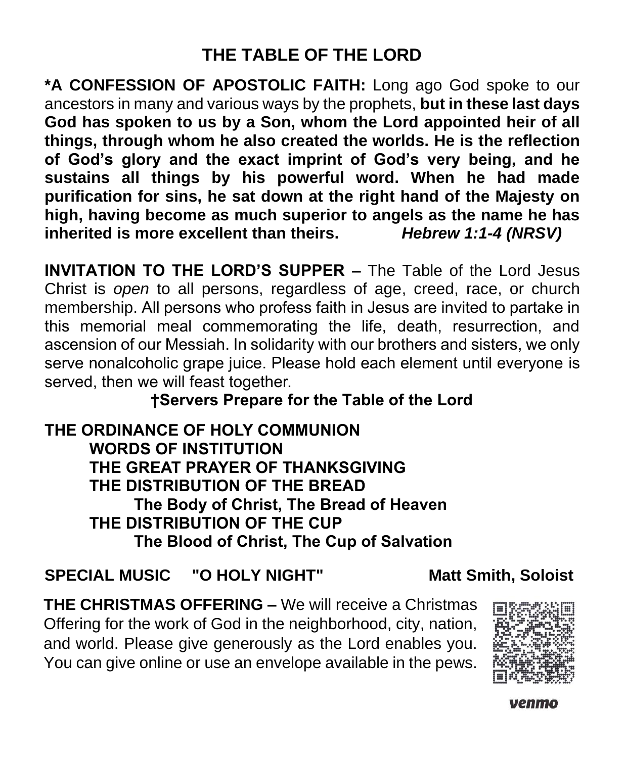# THE TABLE OF THE LORD

**\*A CONFESSION OF APOSTOLIC FAITH:** Long ago God spoke to our ancestors in many and various ways by the prophets, **but in these last days God has spoken to us by a Son, whom the Lord appointed heir of all things, through whom he also created the worlds. He is the reflection of God's glory and the exact imprint of God's very being, and he sustains all things by his powerful word. When he had made purification for sins, he sat down at the right hand of the Majesty on high, having become as much superior to angels as the name he has inherited is more excellent than theirs.** ***Hebrew 1:1-4 (NRSV)***

**INVITATION TO THE LORD'S SUPPER –** The Table of the Lord Jesus Christ is *open* to all persons, regardless of age, creed, race, or church membership. All persons who profess faith in Jesus are invited to partake in this memorial meal commemorating the life, death, resurrection, and ascension of our Messiah. In solidarity with our brothers and sisters, we only serve nonalcoholic grape juice. Please hold each element until everyone is served, then we will feast together.

**†Servers Prepare for the Table of the Lord**

**THE ORDINANCE OF HOLY COMMUNION**

- **WORDS OF INSTITUTION**
- **THE GREAT PRAYER OF THANKSGIVING**
- **THE DISTRIBUTION OF THE BREAD**
  - **The Body of Christ, The Bread of Heaven**
- **THE DISTRIBUTION OF THE CUP**
  - **The Blood of Christ, The Cup of Salvation**

**SPECIAL MUSIC "O HOLY NIGHT" Matt Smith, Soloist**

**THE CHRISTMAS OFFERING –** We will receive a Christmas Offering for the work of God in the neighborhood, city, nation, and world. Please give generously as the Lord enables you. You can give online or use an envelope available in the pews.

venmo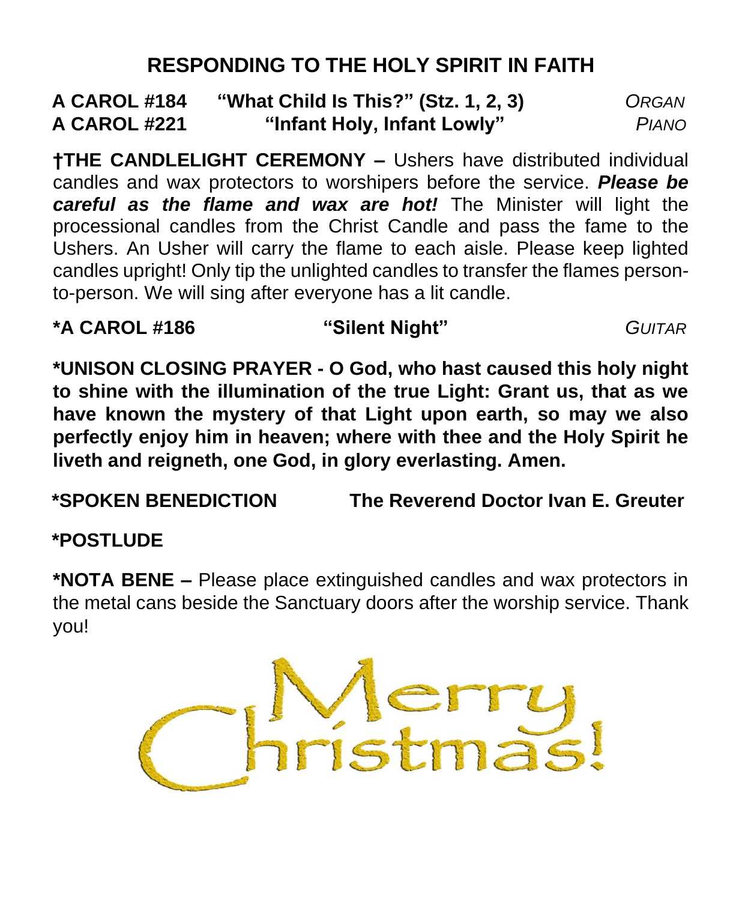## RESPONDING TO THE HOLY SPIRIT IN FAITH

**A CAROL #184** **"What Child Is This?" (Stz. 1, 2, 3)** *ORGAN*
**A CAROL #221** **"Infant Holy, Infant Lowly"** *PIANO*

**†THE CANDLELIGHT CEREMONY –** Ushers have distributed individual candles and wax protectors to worshipers before the service. ***Please be careful as the flame and wax are hot!*** The Minister will light the processional candles from the Christ Candle and pass the fame to the Ushers. An Usher will carry the flame to each aisle. Please keep lighted candles upright! Only tip the unlighted candles to transfer the flames person-to-person. We will sing after everyone has a lit candle.

**\*A CAROL #186** **"Silent Night"** *GUITAR*

**\*UNISON CLOSING PRAYER - O God, who hast caused this holy night to shine with the illumination of the true Light: Grant us, that as we have known the mystery of that Light upon earth, so may we also perfectly enjoy him in heaven; where with thee and the Holy Spirit he liveth and reigneth, one God, in glory everlasting. Amen.**

**\*SPOKEN BENEDICTION** **The Reverend Doctor Ivan E. Greuter**

**\*POSTLUDE**

**\*NOTA BENE –** Please place extinguished candles and wax protectors in the metal cans beside the Sanctuary doors after the worship service. Thank you!

Merry Christmas!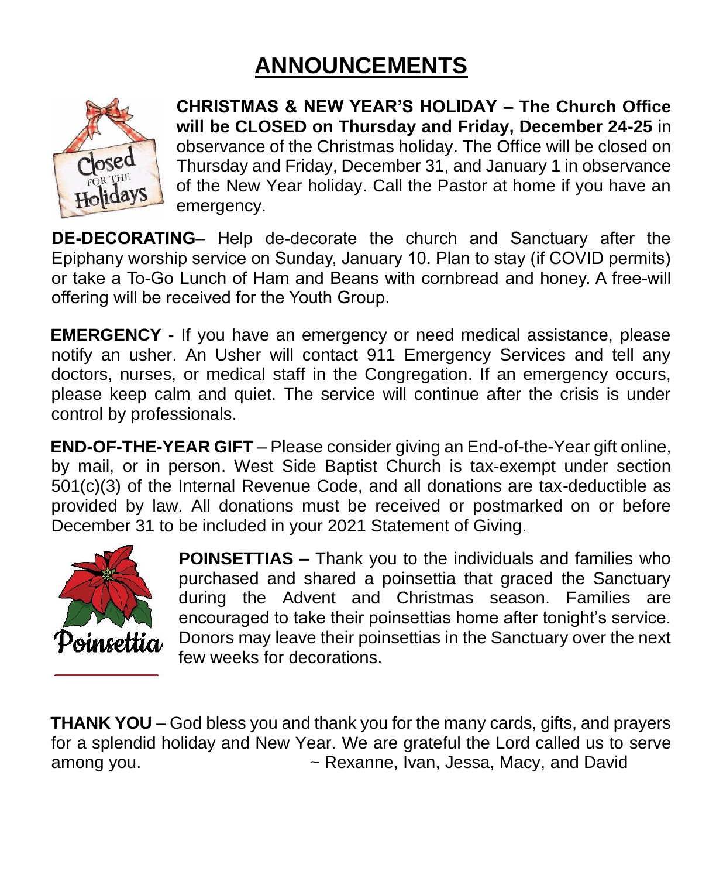# ANNOUNCEMENTS

**CHRISTMAS & NEW YEAR'S HOLIDAY – The Church Office will be CLOSED on Thursday and Friday, December 24-25** in observance of the Christmas holiday. The Office will be closed on Thursday and Friday, December 31, and January 1 in observance of the New Year holiday. Call the Pastor at home if you have an emergency.

**DE-DECORATING**– Help de-decorate the church and Sanctuary after the Epiphany worship service on Sunday, January 10. Plan to stay (if COVID permits) or take a To-Go Lunch of Ham and Beans with cornbread and honey. A free-will offering will be received for the Youth Group.

**EMERGENCY -** If you have an emergency or need medical assistance, please notify an usher. An Usher will contact 911 Emergency Services and tell any doctors, nurses, or medical staff in the Congregation. If an emergency occurs, please keep calm and quiet. The service will continue after the crisis is under control by professionals.

**END-OF-THE-YEAR GIFT** – Please consider giving an End-of-the-Year gift online, by mail, or in person. West Side Baptist Church is tax-exempt under section 501(c)(3) of the Internal Revenue Code, and all donations are tax-deductible as provided by law. All donations must be received or postmarked on or before December 31 to be included in your 2021 Statement of Giving.

**POINSETTIAS –** Thank you to the individuals and families who purchased and shared a poinsettia that graced the Sanctuary during the Advent and Christmas season. Families are encouraged to take their poinsettias home after tonight's service. Donors may leave their poinsettias in the Sanctuary over the next few weeks for decorations.

**THANK YOU** – God bless you and thank you for the many cards, gifts, and prayers for a splendid holiday and New Year. We are grateful the Lord called us to serve among you. ~ Rexanne, Ivan, Jessa, Macy, and David